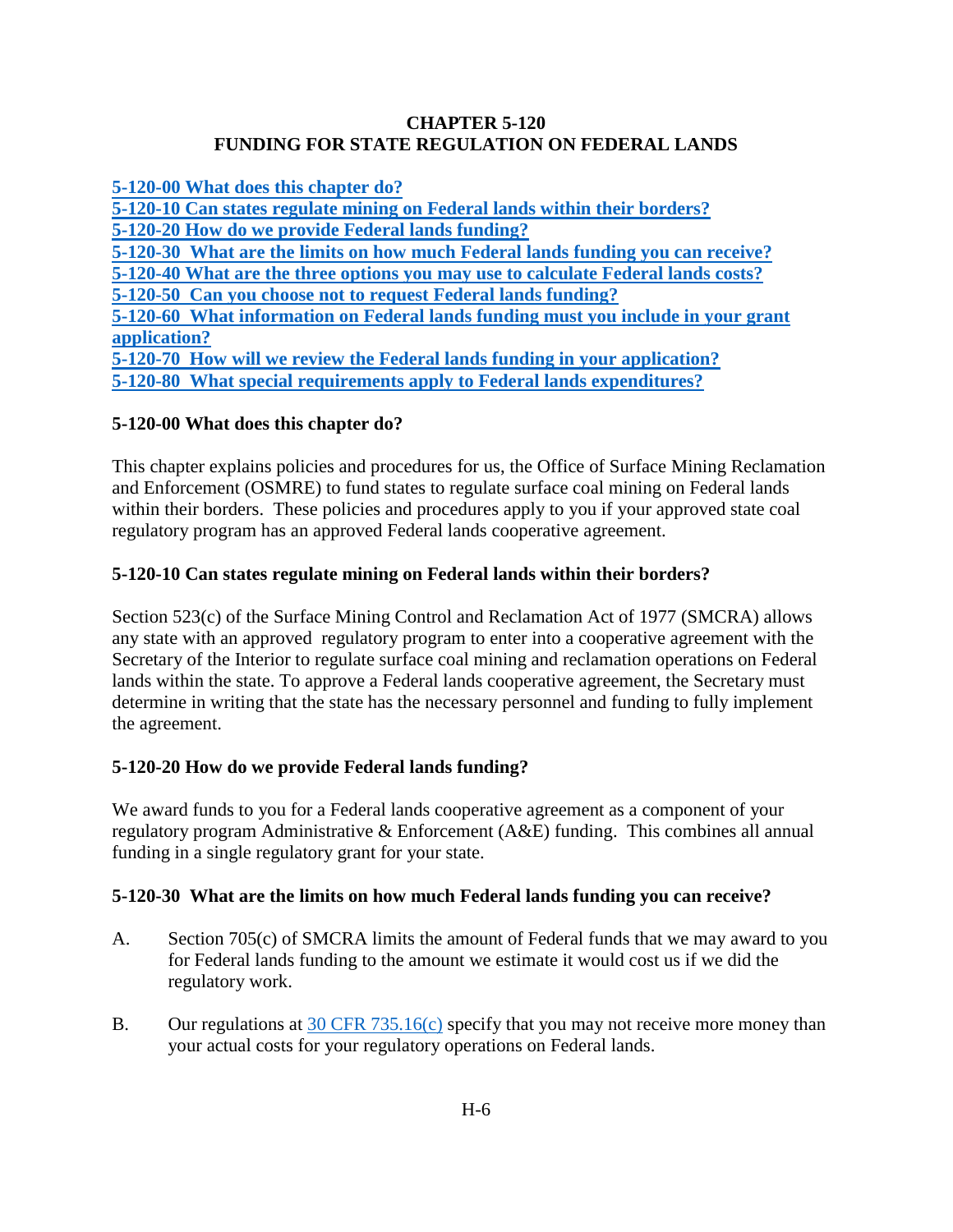# CHAPTER 5-120
# FUNDING FOR STATE REGULATION ON FEDERAL LANDS

[5-120-00 What does this chapter do?](#)
[5-120-10 Can states regulate mining on Federal lands within their borders?](#)
[5-120-20 How do we provide Federal lands funding?](#)
[5-120-30 What are the limits on how much Federal lands funding you can receive?](#)
[5-120-40 What are the three options you may use to calculate Federal lands costs?](#)
[5-120-50 Can you choose not to request Federal lands funding?](#)
[5-120-60 What information on Federal lands funding must you include in your grant application?](#)
[5-120-70 How will we review the Federal lands funding in your application?](#)
[5-120-80 What special requirements apply to Federal lands expenditures?](#)

## 5-120-00 What does this chapter do?

This chapter explains policies and procedures for us, the Office of Surface Mining Reclamation and Enforcement (OSMRE) to fund states to regulate surface coal mining on Federal lands within their borders. These policies and procedures apply to you if your approved state coal regulatory program has an approved Federal lands cooperative agreement.

## 5-120-10 Can states regulate mining on Federal lands within their borders?

Section 523(c) of the Surface Mining Control and Reclamation Act of 1977 (SMCRA) allows any state with an approved regulatory program to enter into a cooperative agreement with the Secretary of the Interior to regulate surface coal mining and reclamation operations on Federal lands within the state. To approve a Federal lands cooperative agreement, the Secretary must determine in writing that the state has the necessary personnel and funding to fully implement the agreement.

## 5-120-20 How do we provide Federal lands funding?

We award funds to you for a Federal lands cooperative agreement as a component of your regulatory program Administrative & Enforcement (A&E) funding. This combines all annual funding in a single regulatory grant for your state.

## 5-120-30 What are the limits on how much Federal lands funding you can receive?

A. Section 705(c) of SMCRA limits the amount of Federal funds that we may award to you for Federal lands funding to the amount we estimate it would cost us if we did the regulatory work.

B. Our regulations at [30 CFR 735.16(c)](#) specify that you may not receive more money than your actual costs for your regulatory operations on Federal lands.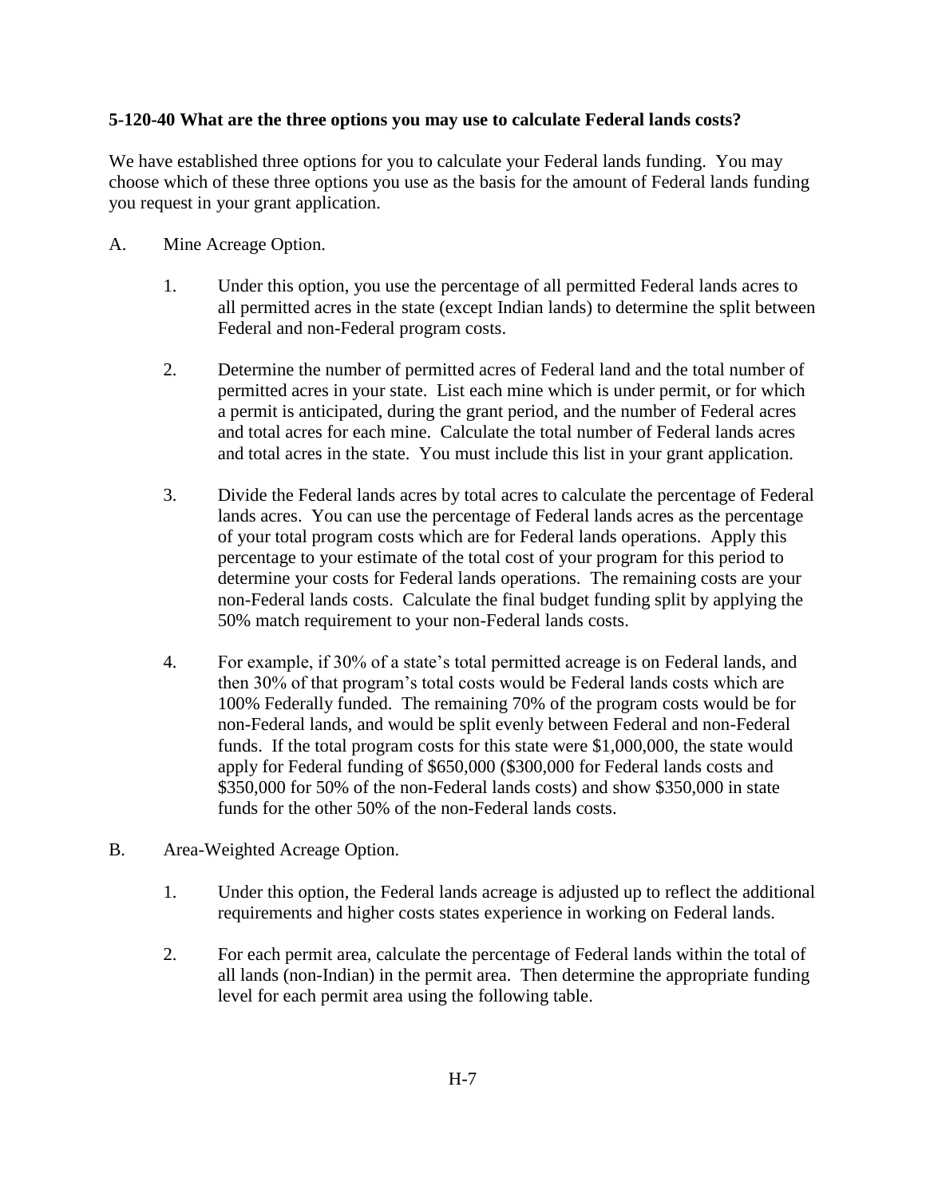**5-120-40 What are the three options you may use to calculate Federal lands costs?**

We have established three options for you to calculate your Federal lands funding. You may choose which of these three options you use as the basis for the amount of Federal lands funding you request in your grant application.

A. Mine Acreage Option.

1. Under this option, you use the percentage of all permitted Federal lands acres to all permitted acres in the state (except Indian lands) to determine the split between Federal and non-Federal program costs.

2. Determine the number of permitted acres of Federal land and the total number of permitted acres in your state. List each mine which is under permit, or for which a permit is anticipated, during the grant period, and the number of Federal acres and total acres for each mine. Calculate the total number of Federal lands acres and total acres in the state. You must include this list in your grant application.

3. Divide the Federal lands acres by total acres to calculate the percentage of Federal lands acres. You can use the percentage of Federal lands acres as the percentage of your total program costs which are for Federal lands operations. Apply this percentage to your estimate of the total cost of your program for this period to determine your costs for Federal lands operations. The remaining costs are your non-Federal lands costs. Calculate the final budget funding split by applying the 50% match requirement to your non-Federal lands costs.

4. For example, if 30% of a state's total permitted acreage is on Federal lands, and then 30% of that program's total costs would be Federal lands costs which are 100% Federally funded. The remaining 70% of the program costs would be for non-Federal lands, and would be split evenly between Federal and non-Federal funds. If the total program costs for this state were $1,000,000, the state would apply for Federal funding of $650,000 ($300,000 for Federal lands costs and $350,000 for 50% of the non-Federal lands costs) and show $350,000 in state funds for the other 50% of the non-Federal lands costs.

B. Area-Weighted Acreage Option.

1. Under this option, the Federal lands acreage is adjusted up to reflect the additional requirements and higher costs states experience in working on Federal lands.

2. For each permit area, calculate the percentage of Federal lands within the total of all lands (non-Indian) in the permit area. Then determine the appropriate funding level for each permit area using the following table.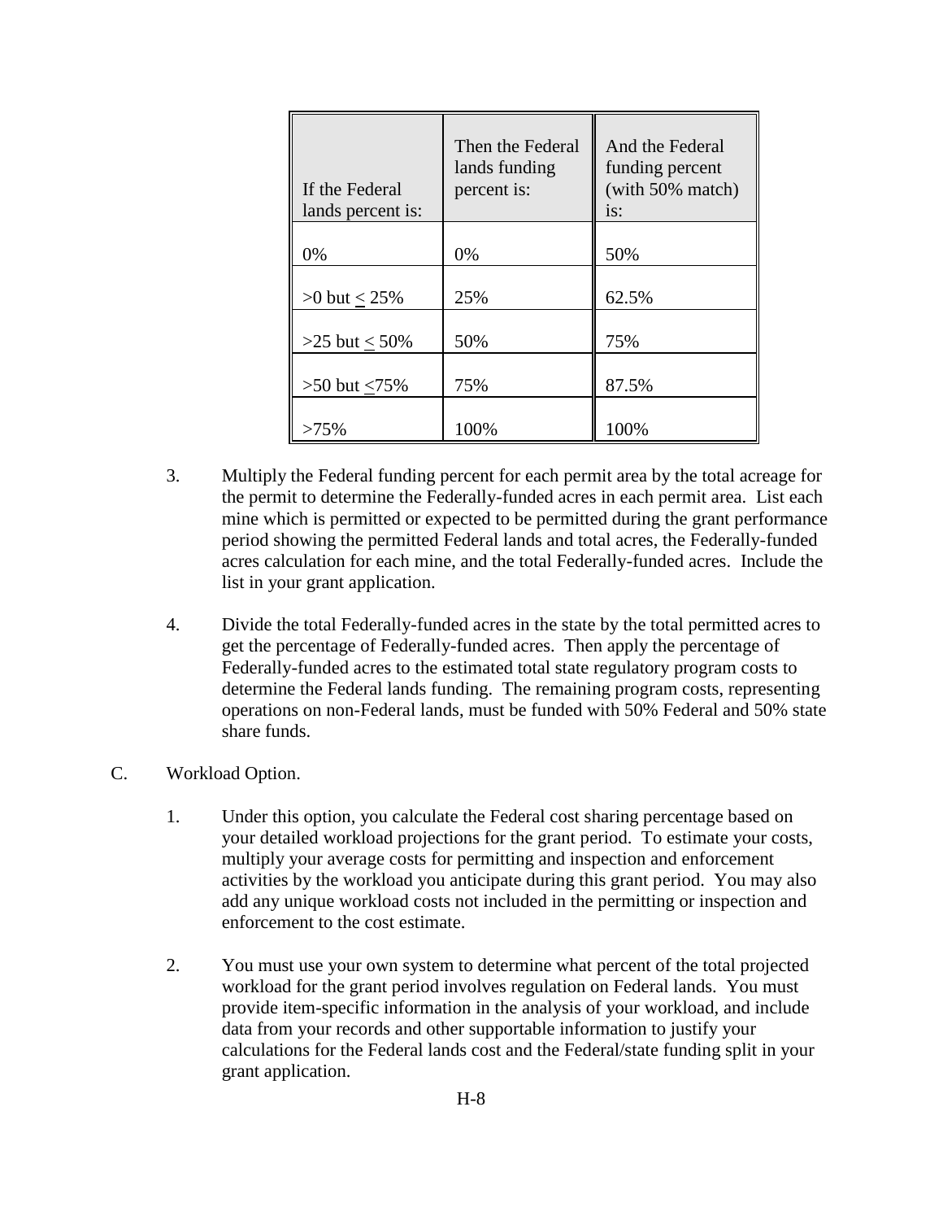| If the Federal lands percent is: | Then the Federal lands funding percent is: | And the Federal funding percent (with 50% match) is: |
|---|---|---|
| 0% | 0% | 50% |
| >0 but ≤ 25% | 25% | 62.5% |
| >25 but ≤ 50% | 50% | 75% |
| >50 but ≤75% | 75% | 87.5% |
| >75% | 100% | 100% |

3. Multiply the Federal funding percent for each permit area by the total acreage for the permit to determine the Federally-funded acres in each permit area. List each mine which is permitted or expected to be permitted during the grant performance period showing the permitted Federal lands and total acres, the Federally-funded acres calculation for each mine, and the total Federally-funded acres. Include the list in your grant application.

4. Divide the total Federally-funded acres in the state by the total permitted acres to get the percentage of Federally-funded acres. Then apply the percentage of Federally-funded acres to the estimated total state regulatory program costs to determine the Federal lands funding. The remaining program costs, representing operations on non-Federal lands, must be funded with 50% Federal and 50% state share funds.

C. Workload Option.

1. Under this option, you calculate the Federal cost sharing percentage based on your detailed workload projections for the grant period. To estimate your costs, multiply your average costs for permitting and inspection and enforcement activities by the workload you anticipate during this grant period. You may also add any unique workload costs not included in the permitting or inspection and enforcement to the cost estimate.

2. You must use your own system to determine what percent of the total projected workload for the grant period involves regulation on Federal lands. You must provide item-specific information in the analysis of your workload, and include data from your records and other supportable information to justify your calculations for the Federal lands cost and the Federal/state funding split in your grant application.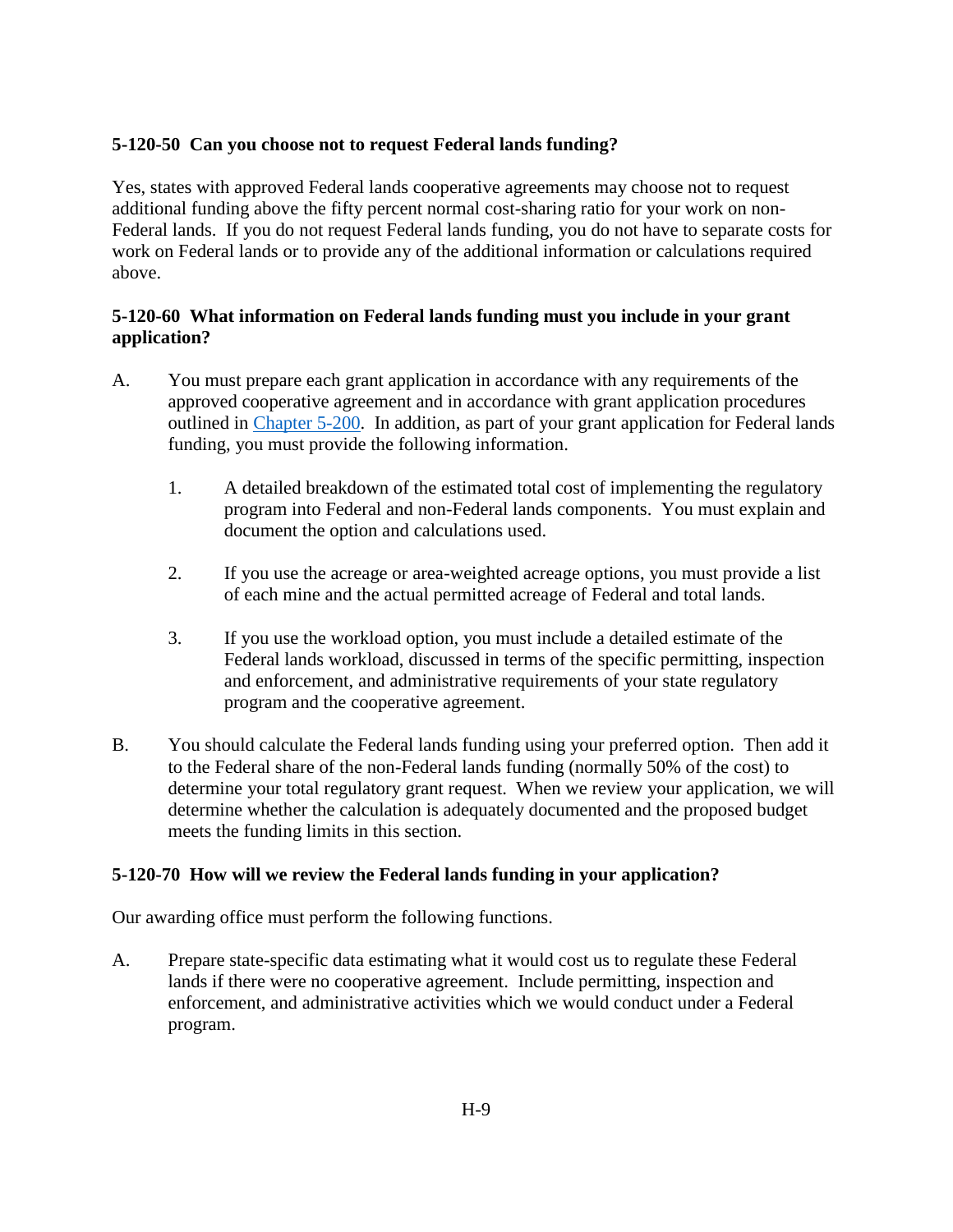### 5-120-50 Can you choose not to request Federal lands funding?

Yes, states with approved Federal lands cooperative agreements may choose not to request additional funding above the fifty percent normal cost-sharing ratio for your work on non-Federal lands. If you do not request Federal lands funding, you do not have to separate costs for work on Federal lands or to provide any of the additional information or calculations required above.

### 5-120-60 What information on Federal lands funding must you include in your grant application?

A. You must prepare each grant application in accordance with any requirements of the approved cooperative agreement and in accordance with grant application procedures outlined in [Chapter 5-200](). In addition, as part of your grant application for Federal lands funding, you must provide the following information.

   1. A detailed breakdown of the estimated total cost of implementing the regulatory program into Federal and non-Federal lands components. You must explain and document the option and calculations used.

   2. If you use the acreage or area-weighted acreage options, you must provide a list of each mine and the actual permitted acreage of Federal and total lands.

   3. If you use the workload option, you must include a detailed estimate of the Federal lands workload, discussed in terms of the specific permitting, inspection and enforcement, and administrative requirements of your state regulatory program and the cooperative agreement.

B. You should calculate the Federal lands funding using your preferred option. Then add it to the Federal share of the non-Federal lands funding (normally 50% of the cost) to determine your total regulatory grant request. When we review your application, we will determine whether the calculation is adequately documented and the proposed budget meets the funding limits in this section.

### 5-120-70 How will we review the Federal lands funding in your application?

Our awarding office must perform the following functions.

A. Prepare state-specific data estimating what it would cost us to regulate these Federal lands if there were no cooperative agreement. Include permitting, inspection and enforcement, and administrative activities which we would conduct under a Federal program.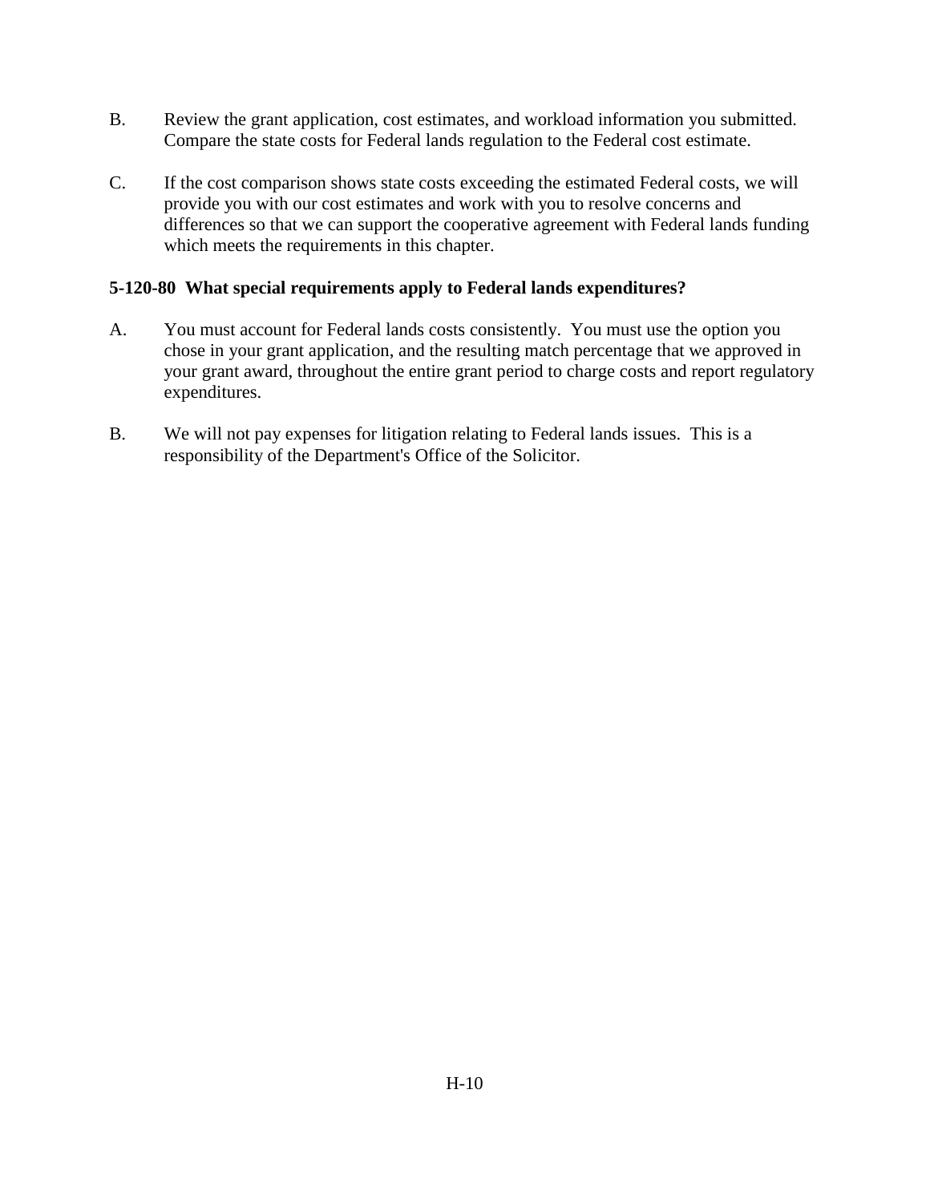B. Review the grant application, cost estimates, and workload information you submitted. Compare the state costs for Federal lands regulation to the Federal cost estimate.

C. If the cost comparison shows state costs exceeding the estimated Federal costs, we will provide you with our cost estimates and work with you to resolve concerns and differences so that we can support the cooperative agreement with Federal lands funding which meets the requirements in this chapter.

**5-120-80 What special requirements apply to Federal lands expenditures?**

A. You must account for Federal lands costs consistently. You must use the option you chose in your grant application, and the resulting match percentage that we approved in your grant award, throughout the entire grant period to charge costs and report regulatory expenditures.

B. We will not pay expenses for litigation relating to Federal lands issues. This is a responsibility of the Department's Office of the Solicitor.